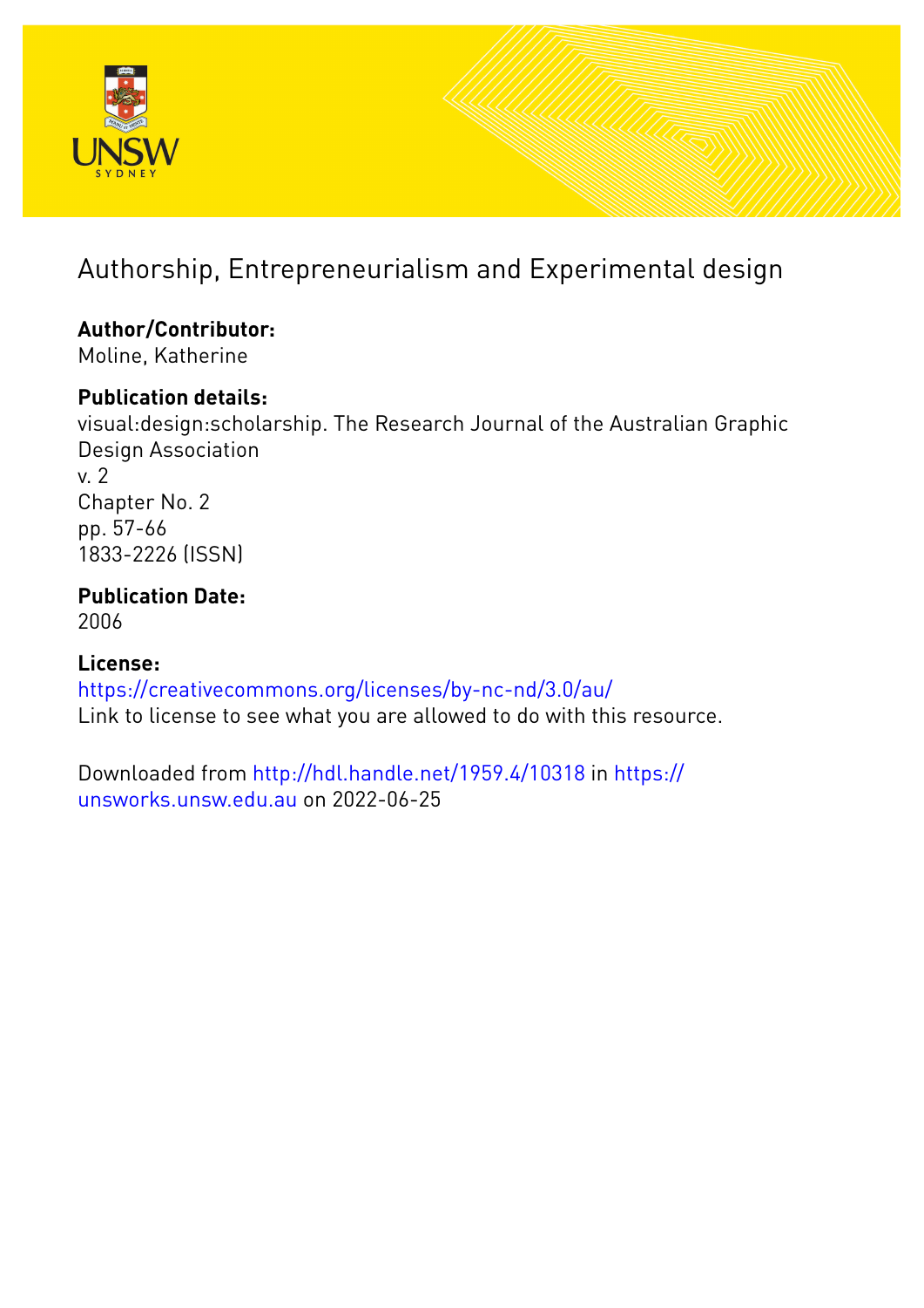# Authorship, Entrepreneurialism and Experimental design

**Author/Contributor:**
Moline, Katherine

**Publication details:**
visual:design:scholarship. The Research Journal of the Australian Graphic Design Association
v. 2
Chapter No. 2
pp. 57-66
1833-2226 (ISSN)

**Publication Date:**
2006

**License:**
https://creativecommons.org/licenses/by-nc-nd/3.0/au/
Link to license to see what you are allowed to do with this resource.

Downloaded from http://hdl.handle.net/1959.4/10318 in https://unsworks.unsw.edu.au on 2022-06-25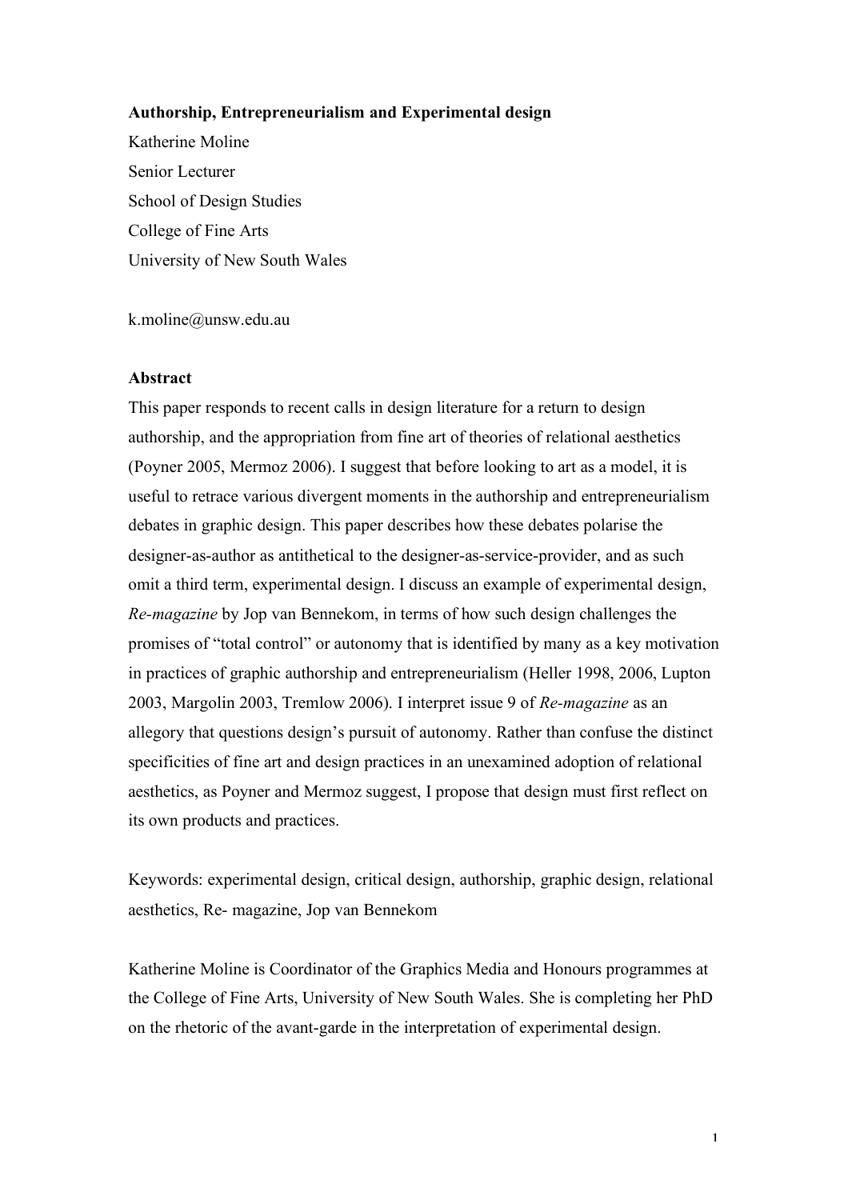**Authorship, Entrepreneurialism and Experimental design**

Katherine Moline

Senior Lecturer

School of Design Studies

College of Fine Arts

University of New South Wales

k.moline@unsw.edu.au

**Abstract**

This paper responds to recent calls in design literature for a return to design authorship, and the appropriation from fine art of theories of relational aesthetics (Poyner 2005, Mermoz 2006). I suggest that before looking to art as a model, it is useful to retrace various divergent moments in the authorship and entrepreneurialism debates in graphic design. This paper describes how these debates polarise the designer-as-author as antithetical to the designer-as-service-provider, and as such omit a third term, experimental design. I discuss an example of experimental design, *Re-magazine* by Jop van Bennekom, in terms of how such design challenges the promises of "total control" or autonomy that is identified by many as a key motivation in practices of graphic authorship and entrepreneurialism (Heller 1998, 2006, Lupton 2003, Margolin 2003, Tremlow 2006). I interpret issue 9 of *Re-magazine* as an allegory that questions design's pursuit of autonomy. Rather than confuse the distinct specificities of fine art and design practices in an unexamined adoption of relational aesthetics, as Poyner and Mermoz suggest, I propose that design must first reflect on its own products and practices.

Keywords: experimental design, critical design, authorship, graphic design, relational aesthetics, Re- magazine, Jop van Bennekom

Katherine Moline is Coordinator of the Graphics Media and Honours programmes at the College of Fine Arts, University of New South Wales. She is completing her PhD on the rhetoric of the avant-garde in the interpretation of experimental design.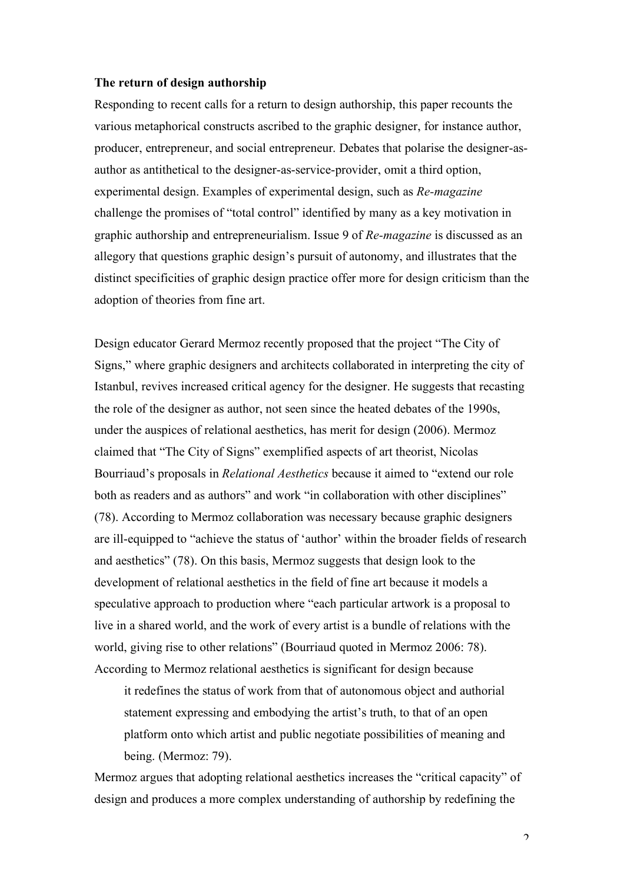**The return of design authorship**

Responding to recent calls for a return to design authorship, this paper recounts the various metaphorical constructs ascribed to the graphic designer, for instance author, producer, entrepreneur, and social entrepreneur. Debates that polarise the designer-as-author as antithetical to the designer-as-service-provider, omit a third option, experimental design. Examples of experimental design, such as *Re-magazine* challenge the promises of "total control" identified by many as a key motivation in graphic authorship and entrepreneurialism. Issue 9 of *Re-magazine* is discussed as an allegory that questions graphic design's pursuit of autonomy, and illustrates that the distinct specificities of graphic design practice offer more for design criticism than the adoption of theories from fine art.

Design educator Gerard Mermoz recently proposed that the project "The City of Signs," where graphic designers and architects collaborated in interpreting the city of Istanbul, revives increased critical agency for the designer. He suggests that recasting the role of the designer as author, not seen since the heated debates of the 1990s, under the auspices of relational aesthetics, has merit for design (2006). Mermoz claimed that "The City of Signs" exemplified aspects of art theorist, Nicolas Bourriaud's proposals in *Relational Aesthetics* because it aimed to "extend our role both as readers and as authors" and work "in collaboration with other disciplines" (78). According to Mermoz collaboration was necessary because graphic designers are ill-equipped to "achieve the status of 'author' within the broader fields of research and aesthetics" (78). On this basis, Mermoz suggests that design look to the development of relational aesthetics in the field of fine art because it models a speculative approach to production where "each particular artwork is a proposal to live in a shared world, and the work of every artist is a bundle of relations with the world, giving rise to other relations" (Bourriaud quoted in Mermoz 2006: 78). According to Mermoz relational aesthetics is significant for design because

> it redefines the status of work from that of autonomous object and authorial statement expressing and embodying the artist's truth, to that of an open platform onto which artist and public negotiate possibilities of meaning and being. (Mermoz: 79).

Mermoz argues that adopting relational aesthetics increases the "critical capacity" of design and produces a more complex understanding of authorship by redefining the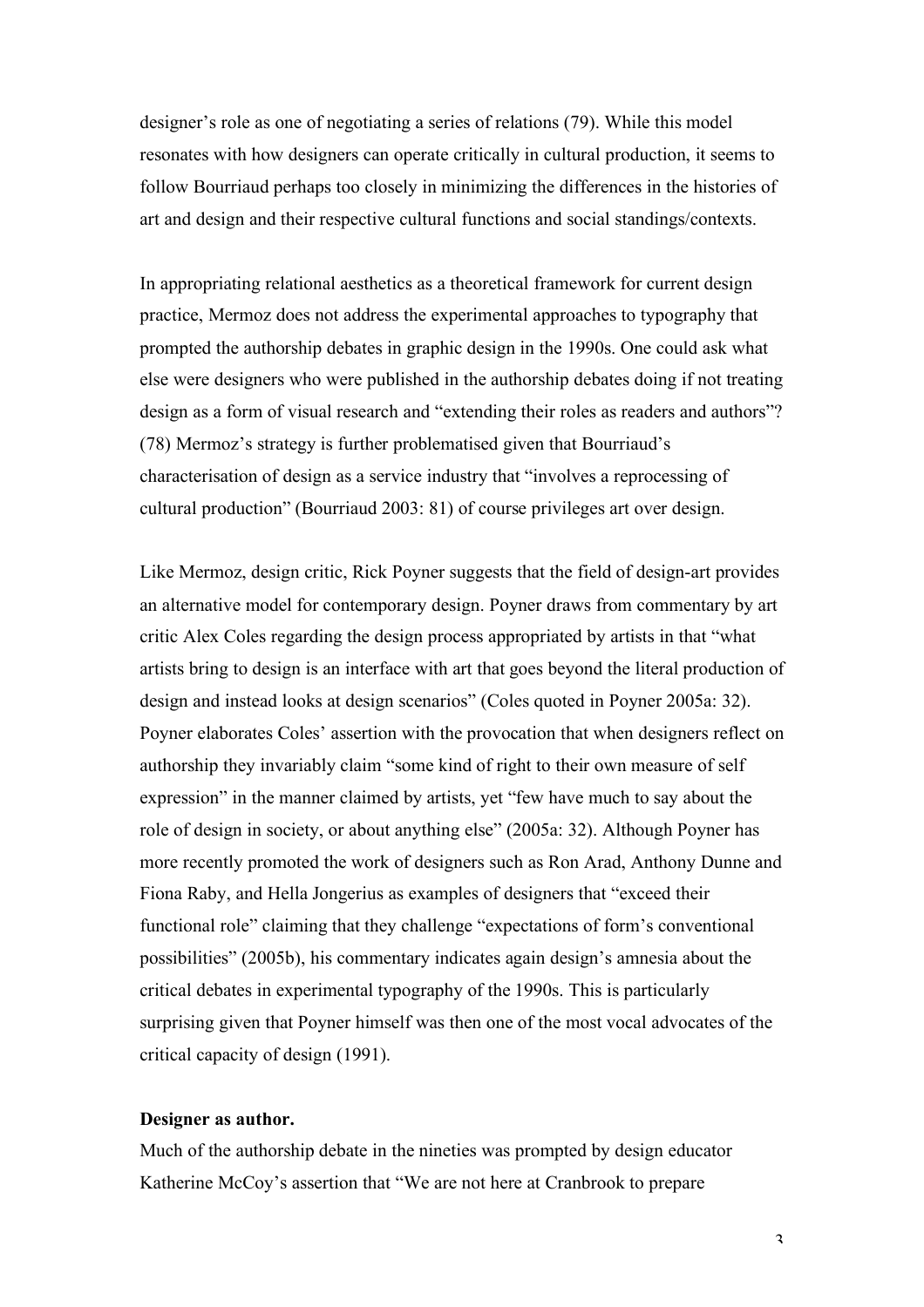designer's role as one of negotiating a series of relations (79). While this model resonates with how designers can operate critically in cultural production, it seems to follow Bourriaud perhaps too closely in minimizing the differences in the histories of art and design and their respective cultural functions and social standings/contexts.

In appropriating relational aesthetics as a theoretical framework for current design practice, Mermoz does not address the experimental approaches to typography that prompted the authorship debates in graphic design in the 1990s. One could ask what else were designers who were published in the authorship debates doing if not treating design as a form of visual research and "extending their roles as readers and authors"? (78) Mermoz's strategy is further problematised given that Bourriaud's characterisation of design as a service industry that "involves a reprocessing of cultural production" (Bourriaud 2003: 81) of course privileges art over design.

Like Mermoz, design critic, Rick Poyner suggests that the field of design-art provides an alternative model for contemporary design. Poyner draws from commentary by art critic Alex Coles regarding the design process appropriated by artists in that "what artists bring to design is an interface with art that goes beyond the literal production of design and instead looks at design scenarios" (Coles quoted in Poyner 2005a: 32). Poyner elaborates Coles' assertion with the provocation that when designers reflect on authorship they invariably claim "some kind of right to their own measure of self expression" in the manner claimed by artists, yet "few have much to say about the role of design in society, or about anything else" (2005a: 32). Although Poyner has more recently promoted the work of designers such as Ron Arad, Anthony Dunne and Fiona Raby, and Hella Jongerius as examples of designers that "exceed their functional role" claiming that they challenge "expectations of form's conventional possibilities" (2005b), his commentary indicates again design's amnesia about the critical debates in experimental typography of the 1990s. This is particularly surprising given that Poyner himself was then one of the most vocal advocates of the critical capacity of design (1991).

**Designer as author.**

Much of the authorship debate in the nineties was prompted by design educator Katherine McCoy's assertion that "We are not here at Cranbrook to prepare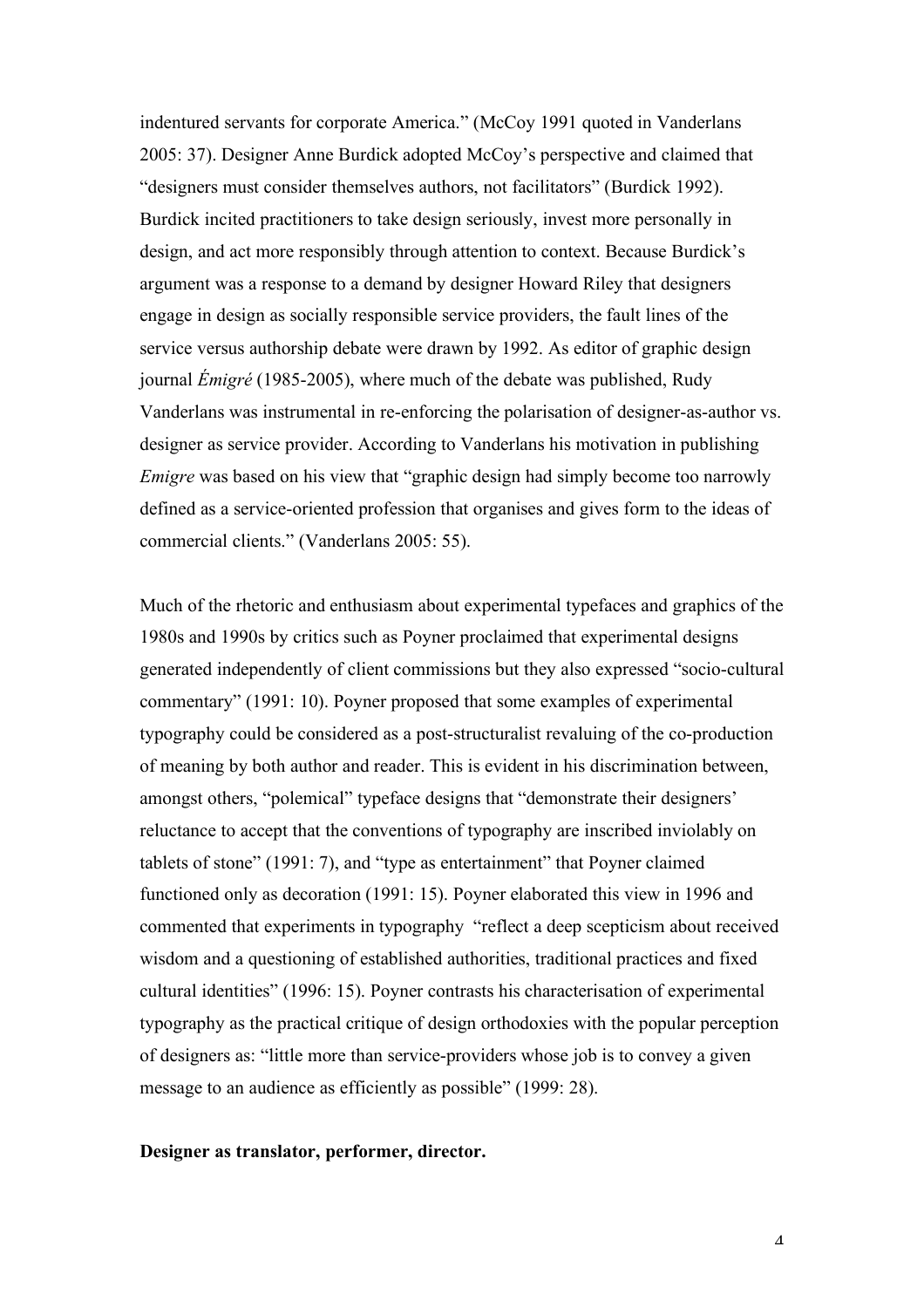indentured servants for corporate America." (McCoy 1991 quoted in Vanderlans 2005: 37). Designer Anne Burdick adopted McCoy's perspective and claimed that "designers must consider themselves authors, not facilitators" (Burdick 1992). Burdick incited practitioners to take design seriously, invest more personally in design, and act more responsibly through attention to context. Because Burdick's argument was a response to a demand by designer Howard Riley that designers engage in design as socially responsible service providers, the fault lines of the service versus authorship debate were drawn by 1992. As editor of graphic design journal *Émigré* (1985-2005), where much of the debate was published, Rudy Vanderlans was instrumental in re-enforcing the polarisation of designer-as-author vs. designer as service provider. According to Vanderlans his motivation in publishing *Emigre* was based on his view that "graphic design had simply become too narrowly defined as a service-oriented profession that organises and gives form to the ideas of commercial clients." (Vanderlans 2005: 55).

Much of the rhetoric and enthusiasm about experimental typefaces and graphics of the 1980s and 1990s by critics such as Poyner proclaimed that experimental designs generated independently of client commissions but they also expressed "socio-cultural commentary" (1991: 10). Poyner proposed that some examples of experimental typography could be considered as a post-structuralist revaluing of the co-production of meaning by both author and reader. This is evident in his discrimination between, amongst others, "polemical" typeface designs that "demonstrate their designers' reluctance to accept that the conventions of typography are inscribed inviolably on tablets of stone" (1991: 7), and "type as entertainment" that Poyner claimed functioned only as decoration (1991: 15). Poyner elaborated this view in 1996 and commented that experiments in typography "reflect a deep scepticism about received wisdom and a questioning of established authorities, traditional practices and fixed cultural identities" (1996: 15). Poyner contrasts his characterisation of experimental typography as the practical critique of design orthodoxies with the popular perception of designers as: "little more than service-providers whose job is to convey a given message to an audience as efficiently as possible" (1999: 28).

**Designer as translator, performer, director.**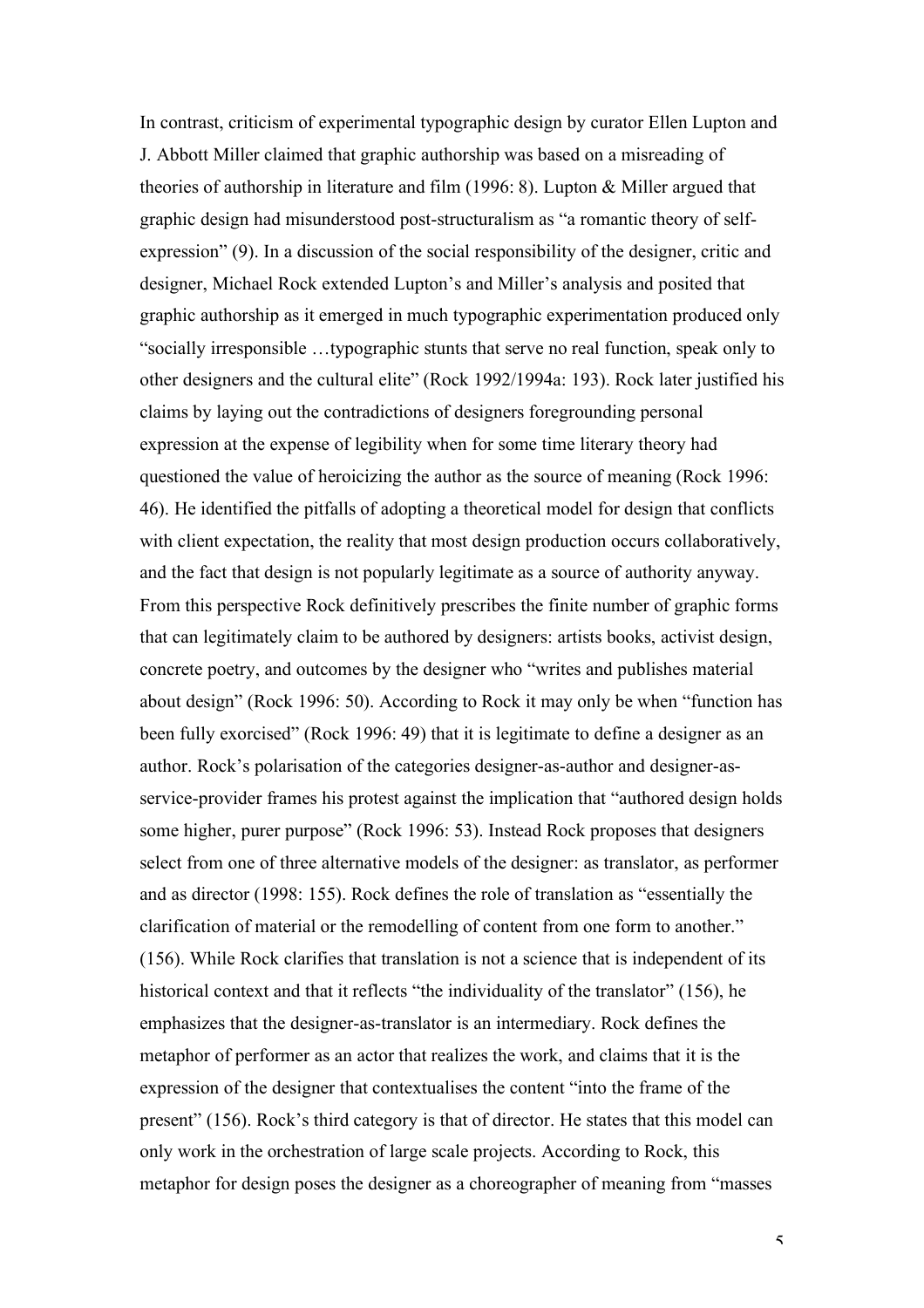In contrast, criticism of experimental typographic design by curator Ellen Lupton and J. Abbott Miller claimed that graphic authorship was based on a misreading of theories of authorship in literature and film (1996: 8). Lupton & Miller argued that graphic design had misunderstood post-structuralism as "a romantic theory of self-expression" (9). In a discussion of the social responsibility of the designer, critic and designer, Michael Rock extended Lupton's and Miller's analysis and posited that graphic authorship as it emerged in much typographic experimentation produced only "socially irresponsible …typographic stunts that serve no real function, speak only to other designers and the cultural elite" (Rock 1992/1994a: 193). Rock later justified his claims by laying out the contradictions of designers foregrounding personal expression at the expense of legibility when for some time literary theory had questioned the value of heroicizing the author as the source of meaning (Rock 1996: 46). He identified the pitfalls of adopting a theoretical model for design that conflicts with client expectation, the reality that most design production occurs collaboratively, and the fact that design is not popularly legitimate as a source of authority anyway. From this perspective Rock definitively prescribes the finite number of graphic forms that can legitimately claim to be authored by designers: artists books, activist design, concrete poetry, and outcomes by the designer who "writes and publishes material about design" (Rock 1996: 50). According to Rock it may only be when "function has been fully exorcised" (Rock 1996: 49) that it is legitimate to define a designer as an author. Rock's polarisation of the categories designer-as-author and designer-as-service-provider frames his protest against the implication that "authored design holds some higher, purer purpose" (Rock 1996: 53). Instead Rock proposes that designers select from one of three alternative models of the designer: as translator, as performer and as director (1998: 155). Rock defines the role of translation as "essentially the clarification of material or the remodelling of content from one form to another." (156). While Rock clarifies that translation is not a science that is independent of its historical context and that it reflects "the individuality of the translator" (156), he emphasizes that the designer-as-translator is an intermediary. Rock defines the metaphor of performer as an actor that realizes the work, and claims that it is the expression of the designer that contextualises the content "into the frame of the present" (156). Rock's third category is that of director. He states that this model can only work in the orchestration of large scale projects. According to Rock, this metaphor for design poses the designer as a choreographer of meaning from "masses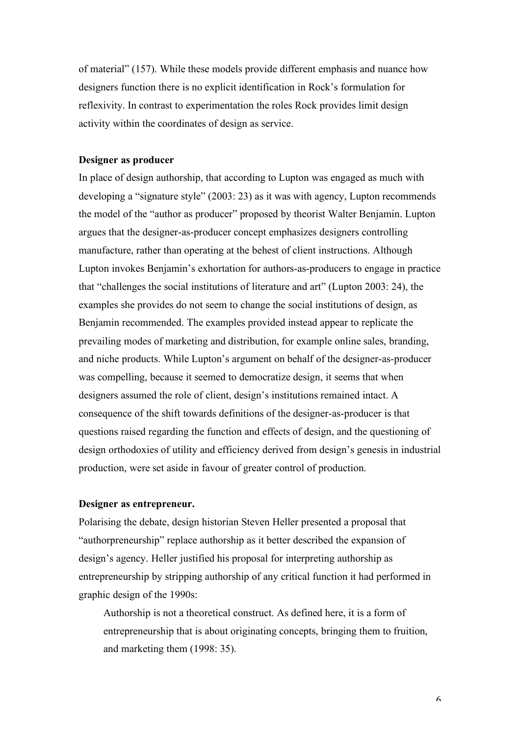of material" (157). While these models provide different emphasis and nuance how designers function there is no explicit identification in Rock's formulation for reflexivity. In contrast to experimentation the roles Rock provides limit design activity within the coordinates of design as service.

**Designer as producer**

In place of design authorship, that according to Lupton was engaged as much with developing a "signature style" (2003: 23) as it was with agency, Lupton recommends the model of the "author as producer" proposed by theorist Walter Benjamin. Lupton argues that the designer-as-producer concept emphasizes designers controlling manufacture, rather than operating at the behest of client instructions. Although Lupton invokes Benjamin's exhortation for authors-as-producers to engage in practice that "challenges the social institutions of literature and art" (Lupton 2003: 24), the examples she provides do not seem to change the social institutions of design, as Benjamin recommended. The examples provided instead appear to replicate the prevailing modes of marketing and distribution, for example online sales, branding, and niche products. While Lupton's argument on behalf of the designer-as-producer was compelling, because it seemed to democratize design, it seems that when designers assumed the role of client, design's institutions remained intact. A consequence of the shift towards definitions of the designer-as-producer is that questions raised regarding the function and effects of design, and the questioning of design orthodoxies of utility and efficiency derived from design's genesis in industrial production, were set aside in favour of greater control of production.

**Designer as entrepreneur.**

Polarising the debate, design historian Steven Heller presented a proposal that "authorpreneurship" replace authorship as it better described the expansion of design's agency. Heller justified his proposal for interpreting authorship as entrepreneurship by stripping authorship of any critical function it had performed in graphic design of the 1990s:

> Authorship is not a theoretical construct. As defined here, it is a form of entrepreneurship that is about originating concepts, bringing them to fruition, and marketing them (1998: 35).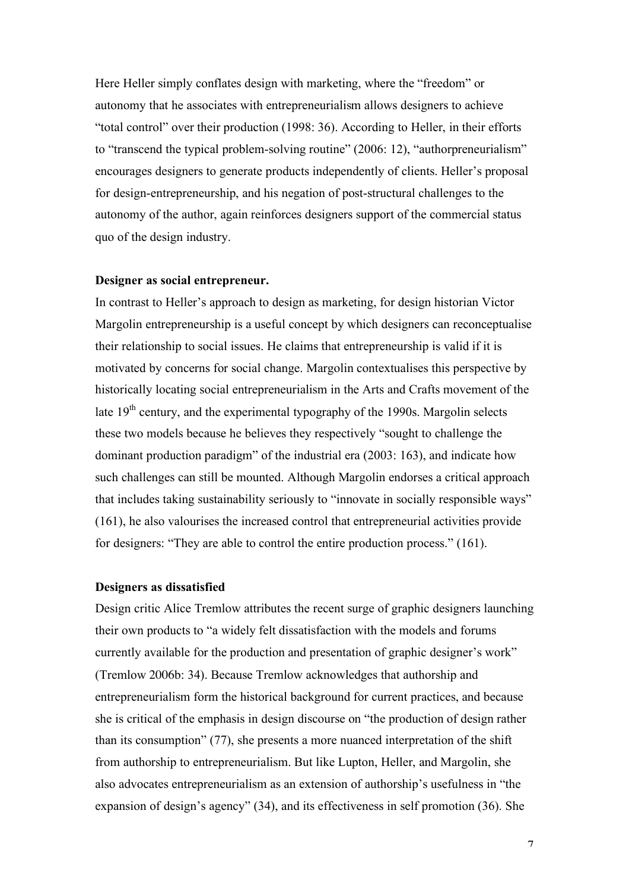Here Heller simply conflates design with marketing, where the "freedom" or autonomy that he associates with entrepreneurialism allows designers to achieve "total control" over their production (1998: 36). According to Heller, in their efforts to "transcend the typical problem-solving routine" (2006: 12), "authorpreneurialism" encourages designers to generate products independently of clients. Heller's proposal for design-entrepreneurship, and his negation of post-structural challenges to the autonomy of the author, again reinforces designers support of the commercial status quo of the design industry.

**Designer as social entrepreneur.**

In contrast to Heller's approach to design as marketing, for design historian Victor Margolin entrepreneurship is a useful concept by which designers can reconceptualise their relationship to social issues. He claims that entrepreneurship is valid if it is motivated by concerns for social change. Margolin contextualises this perspective by historically locating social entrepreneurialism in the Arts and Crafts movement of the late 19th century, and the experimental typography of the 1990s. Margolin selects these two models because he believes they respectively "sought to challenge the dominant production paradigm" of the industrial era (2003: 163), and indicate how such challenges can still be mounted. Although Margolin endorses a critical approach that includes taking sustainability seriously to "innovate in socially responsible ways" (161), he also valourises the increased control that entrepreneurial activities provide for designers: "They are able to control the entire production process." (161).

**Designers as dissatisfied**

Design critic Alice Tremlow attributes the recent surge of graphic designers launching their own products to "a widely felt dissatisfaction with the models and forums currently available for the production and presentation of graphic designer's work" (Tremlow 2006b: 34). Because Tremlow acknowledges that authorship and entrepreneurialism form the historical background for current practices, and because she is critical of the emphasis in design discourse on "the production of design rather than its consumption" (77), she presents a more nuanced interpretation of the shift from authorship to entrepreneurialism. But like Lupton, Heller, and Margolin, she also advocates entrepreneurialism as an extension of authorship's usefulness in "the expansion of design's agency" (34), and its effectiveness in self promotion (36). She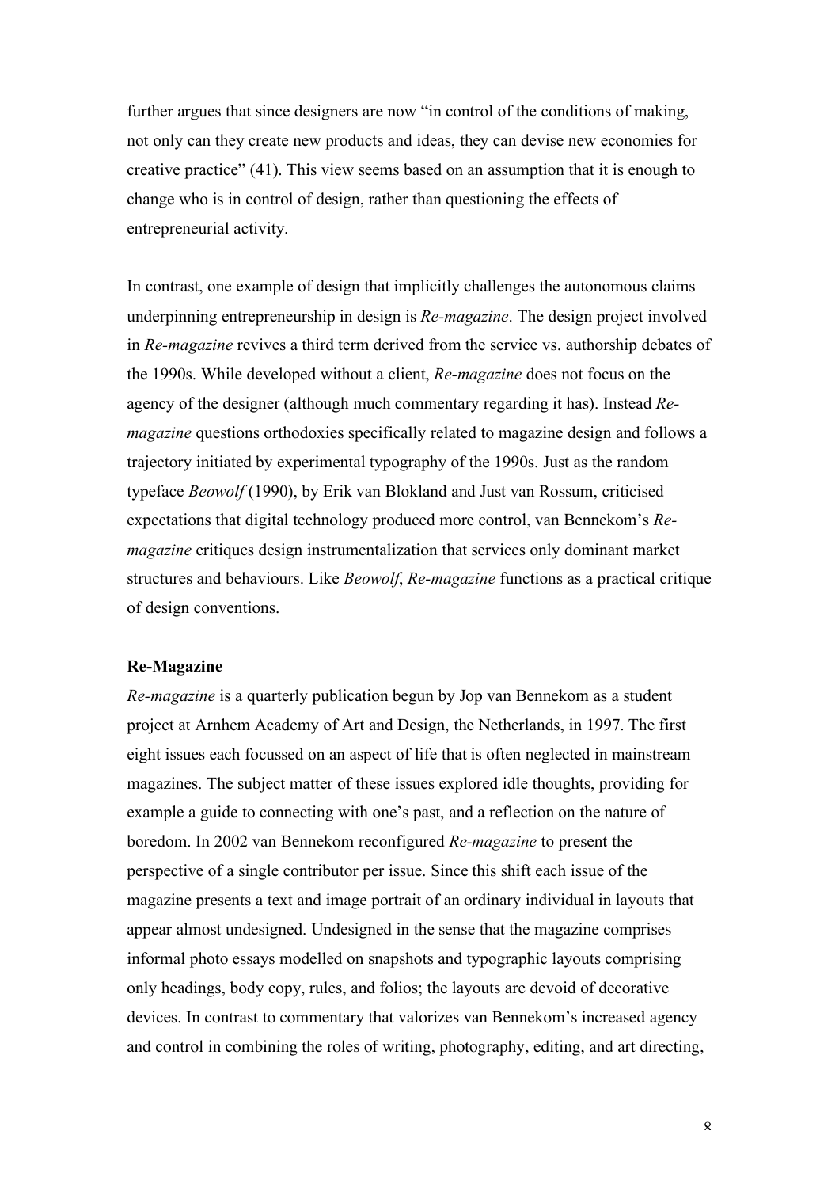further argues that since designers are now "in control of the conditions of making, not only can they create new products and ideas, they can devise new economies for creative practice" (41). This view seems based on an assumption that it is enough to change who is in control of design, rather than questioning the effects of entrepreneurial activity.

In contrast, one example of design that implicitly challenges the autonomous claims underpinning entrepreneurship in design is *Re-magazine*. The design project involved in *Re-magazine* revives a third term derived from the service vs. authorship debates of the 1990s. While developed without a client, *Re-magazine* does not focus on the agency of the designer (although much commentary regarding it has). Instead *Re-magazine* questions orthodoxies specifically related to magazine design and follows a trajectory initiated by experimental typography of the 1990s. Just as the random typeface *Beowolf* (1990), by Erik van Blokland and Just van Rossum, criticised expectations that digital technology produced more control, van Bennekom's *Re-magazine* critiques design instrumentalization that services only dominant market structures and behaviours. Like *Beowolf*, *Re-magazine* functions as a practical critique of design conventions.

**Re-Magazine**

*Re-magazine* is a quarterly publication begun by Jop van Bennekom as a student project at Arnhem Academy of Art and Design, the Netherlands, in 1997. The first eight issues each focussed on an aspect of life that is often neglected in mainstream magazines. The subject matter of these issues explored idle thoughts, providing for example a guide to connecting with one's past, and a reflection on the nature of boredom. In 2002 van Bennekom reconfigured *Re-magazine* to present the perspective of a single contributor per issue. Since this shift each issue of the magazine presents a text and image portrait of an ordinary individual in layouts that appear almost undesigned. Undesigned in the sense that the magazine comprises informal photo essays modelled on snapshots and typographic layouts comprising only headings, body copy, rules, and folios; the layouts are devoid of decorative devices. In contrast to commentary that valorizes van Bennekom's increased agency and control in combining the roles of writing, photography, editing, and art directing,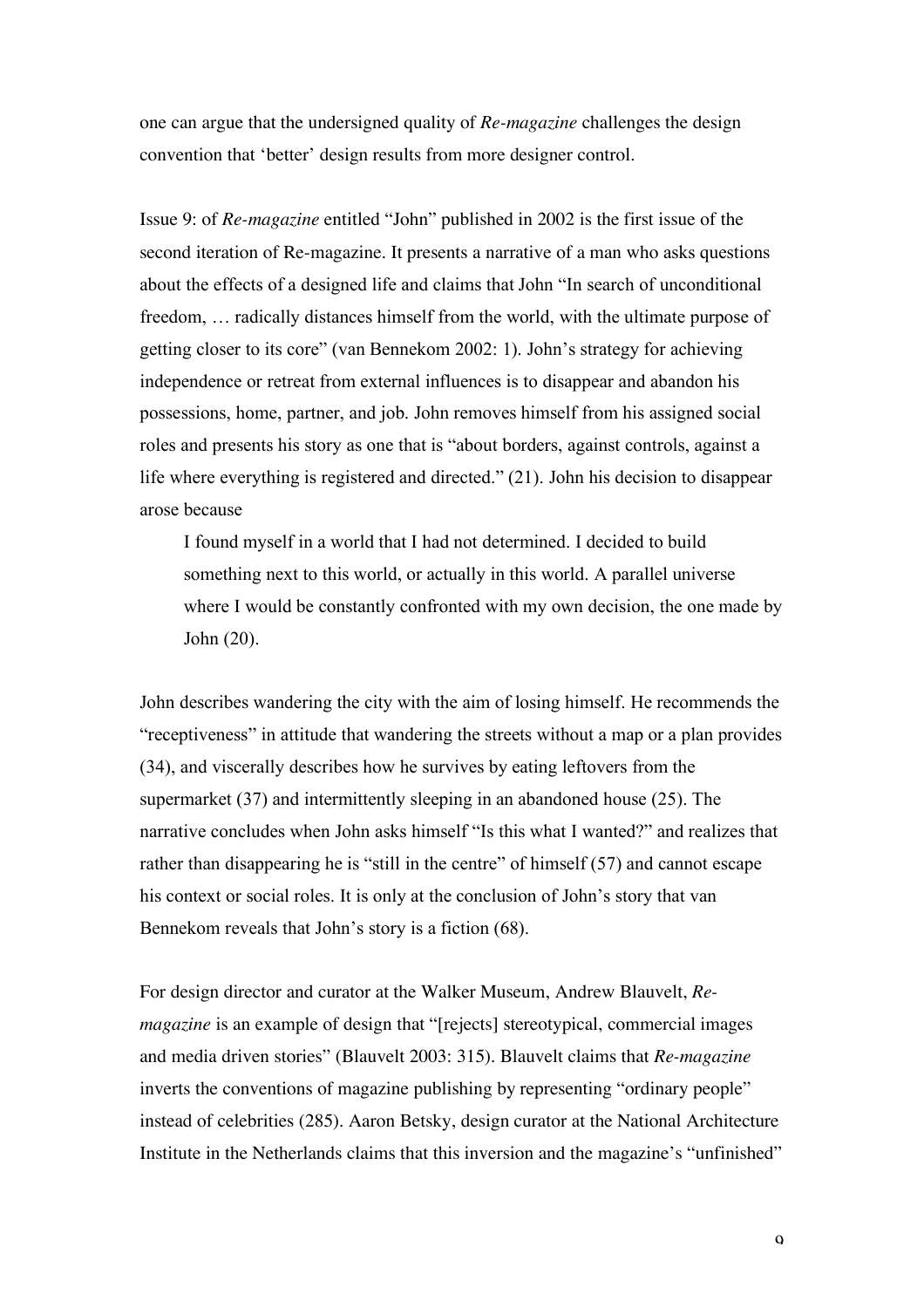one can argue that the undersigned quality of *Re-magazine* challenges the design convention that 'better' design results from more designer control.

Issue 9: of *Re-magazine* entitled "John" published in 2002 is the first issue of the second iteration of Re-magazine. It presents a narrative of a man who asks questions about the effects of a designed life and claims that John "In search of unconditional freedom, … radically distances himself from the world, with the ultimate purpose of getting closer to its core" (van Bennekom 2002: 1). John's strategy for achieving independence or retreat from external influences is to disappear and abandon his possessions, home, partner, and job. John removes himself from his assigned social roles and presents his story as one that is "about borders, against controls, against a life where everything is registered and directed." (21). John his decision to disappear arose because

> I found myself in a world that I had not determined. I decided to build something next to this world, or actually in this world. A parallel universe where I would be constantly confronted with my own decision, the one made by John (20).

John describes wandering the city with the aim of losing himself. He recommends the "receptiveness" in attitude that wandering the streets without a map or a plan provides (34), and viscerally describes how he survives by eating leftovers from the supermarket (37) and intermittently sleeping in an abandoned house (25). The narrative concludes when John asks himself "Is this what I wanted?" and realizes that rather than disappearing he is "still in the centre" of himself (57) and cannot escape his context or social roles. It is only at the conclusion of John's story that van Bennekom reveals that John's story is a fiction (68).

For design director and curator at the Walker Museum, Andrew Blauvelt, *Re-magazine* is an example of design that "[rejects] stereotypical, commercial images and media driven stories" (Blauvelt 2003: 315). Blauvelt claims that *Re-magazine* inverts the conventions of magazine publishing by representing "ordinary people" instead of celebrities (285). Aaron Betsky, design curator at the National Architecture Institute in the Netherlands claims that this inversion and the magazine's "unfinished"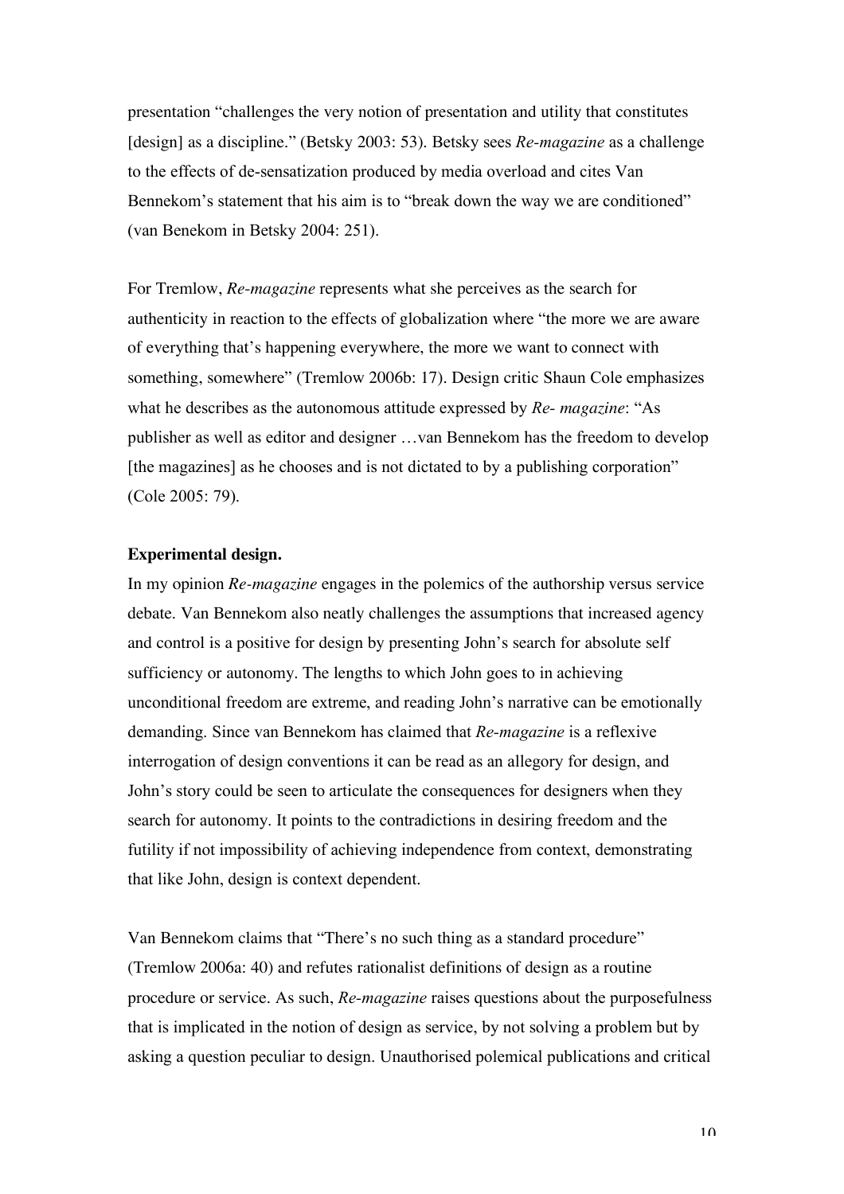presentation "challenges the very notion of presentation and utility that constitutes [design] as a discipline." (Betsky 2003: 53). Betsky sees *Re-magazine* as a challenge to the effects of de-sensatization produced by media overload and cites Van Bennekom's statement that his aim is to "break down the way we are conditioned" (van Benekom in Betsky 2004: 251).

For Tremlow, *Re-magazine* represents what she perceives as the search for authenticity in reaction to the effects of globalization where "the more we are aware of everything that's happening everywhere, the more we want to connect with something, somewhere" (Tremlow 2006b: 17). Design critic Shaun Cole emphasizes what he describes as the autonomous attitude expressed by *Re- magazine*: "As publisher as well as editor and designer …van Bennekom has the freedom to develop [the magazines] as he chooses and is not dictated to by a publishing corporation" (Cole 2005: 79).

**Experimental design.**

In my opinion *Re-magazine* engages in the polemics of the authorship versus service debate. Van Bennekom also neatly challenges the assumptions that increased agency and control is a positive for design by presenting John's search for absolute self sufficiency or autonomy. The lengths to which John goes to in achieving unconditional freedom are extreme, and reading John's narrative can be emotionally demanding. Since van Bennekom has claimed that *Re-magazine* is a reflexive interrogation of design conventions it can be read as an allegory for design, and John's story could be seen to articulate the consequences for designers when they search for autonomy. It points to the contradictions in desiring freedom and the futility if not impossibility of achieving independence from context, demonstrating that like John, design is context dependent.

Van Bennekom claims that "There's no such thing as a standard procedure" (Tremlow 2006a: 40) and refutes rationalist definitions of design as a routine procedure or service. As such, *Re-magazine* raises questions about the purposefulness that is implicated in the notion of design as service, by not solving a problem but by asking a question peculiar to design. Unauthorised polemical publications and critical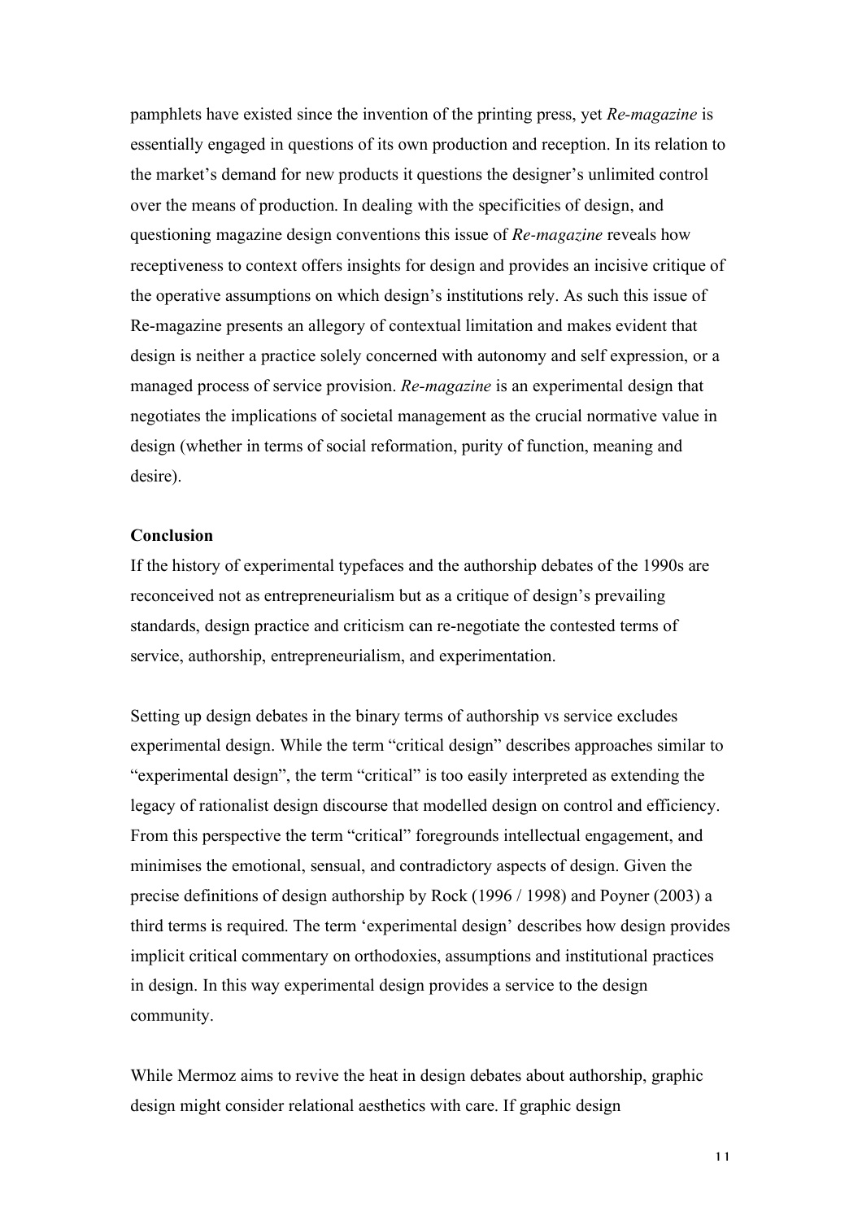pamphlets have existed since the invention of the printing press, yet *Re-magazine* is essentially engaged in questions of its own production and reception. In its relation to the market's demand for new products it questions the designer's unlimited control over the means of production. In dealing with the specificities of design, and questioning magazine design conventions this issue of *Re-magazine* reveals how receptiveness to context offers insights for design and provides an incisive critique of the operative assumptions on which design's institutions rely. As such this issue of Re-magazine presents an allegory of contextual limitation and makes evident that design is neither a practice solely concerned with autonomy and self expression, or a managed process of service provision. *Re-magazine* is an experimental design that negotiates the implications of societal management as the crucial normative value in design (whether in terms of social reformation, purity of function, meaning and desire).

**Conclusion**

If the history of experimental typefaces and the authorship debates of the 1990s are reconceived not as entrepreneurialism but as a critique of design's prevailing standards, design practice and criticism can re-negotiate the contested terms of service, authorship, entrepreneurialism, and experimentation.

Setting up design debates in the binary terms of authorship vs service excludes experimental design. While the term "critical design" describes approaches similar to "experimental design", the term "critical" is too easily interpreted as extending the legacy of rationalist design discourse that modelled design on control and efficiency. From this perspective the term "critical" foregrounds intellectual engagement, and minimises the emotional, sensual, and contradictory aspects of design. Given the precise definitions of design authorship by Rock (1996 / 1998) and Poyner (2003) a third terms is required. The term 'experimental design' describes how design provides implicit critical commentary on orthodoxies, assumptions and institutional practices in design. In this way experimental design provides a service to the design community.

While Mermoz aims to revive the heat in design debates about authorship, graphic design might consider relational aesthetics with care. If graphic design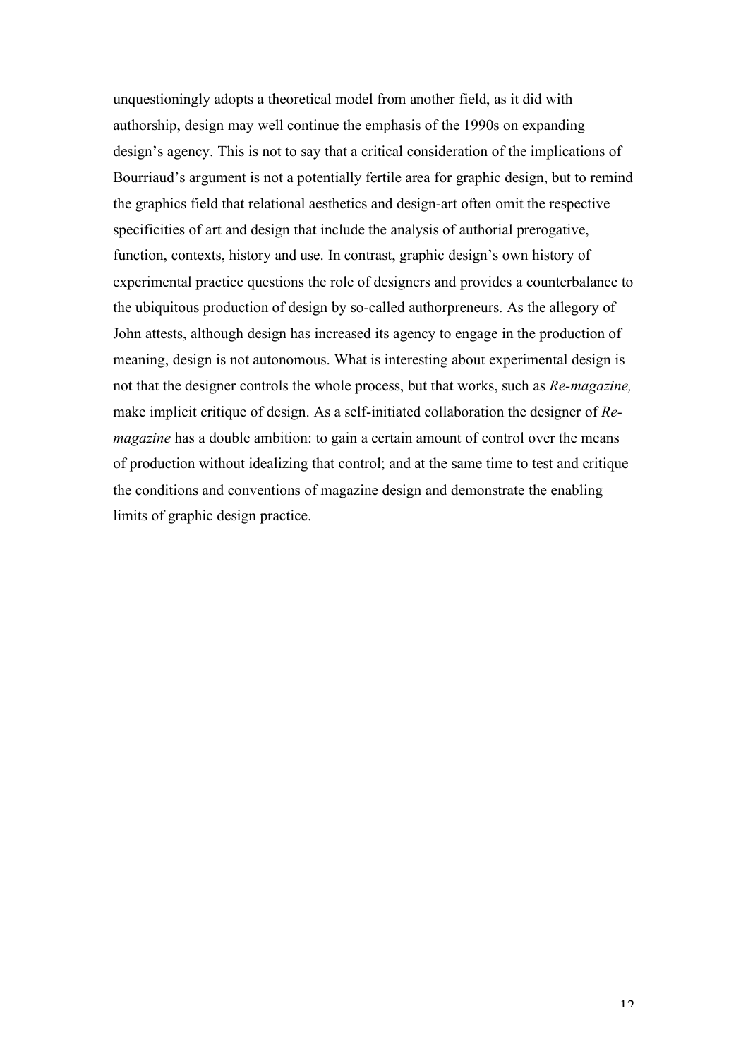unquestioningly adopts a theoretical model from another field, as it did with authorship, design may well continue the emphasis of the 1990s on expanding design's agency. This is not to say that a critical consideration of the implications of Bourriaud's argument is not a potentially fertile area for graphic design, but to remind the graphics field that relational aesthetics and design-art often omit the respective specificities of art and design that include the analysis of authorial prerogative, function, contexts, history and use. In contrast, graphic design's own history of experimental practice questions the role of designers and provides a counterbalance to the ubiquitous production of design by so-called authorpreneurs. As the allegory of John attests, although design has increased its agency to engage in the production of meaning, design is not autonomous. What is interesting about experimental design is not that the designer controls the whole process, but that works, such as *Re-magazine,* make implicit critique of design. As a self-initiated collaboration the designer of *Re-magazine* has a double ambition: to gain a certain amount of control over the means of production without idealizing that control; and at the same time to test and critique the conditions and conventions of magazine design and demonstrate the enabling limits of graphic design practice.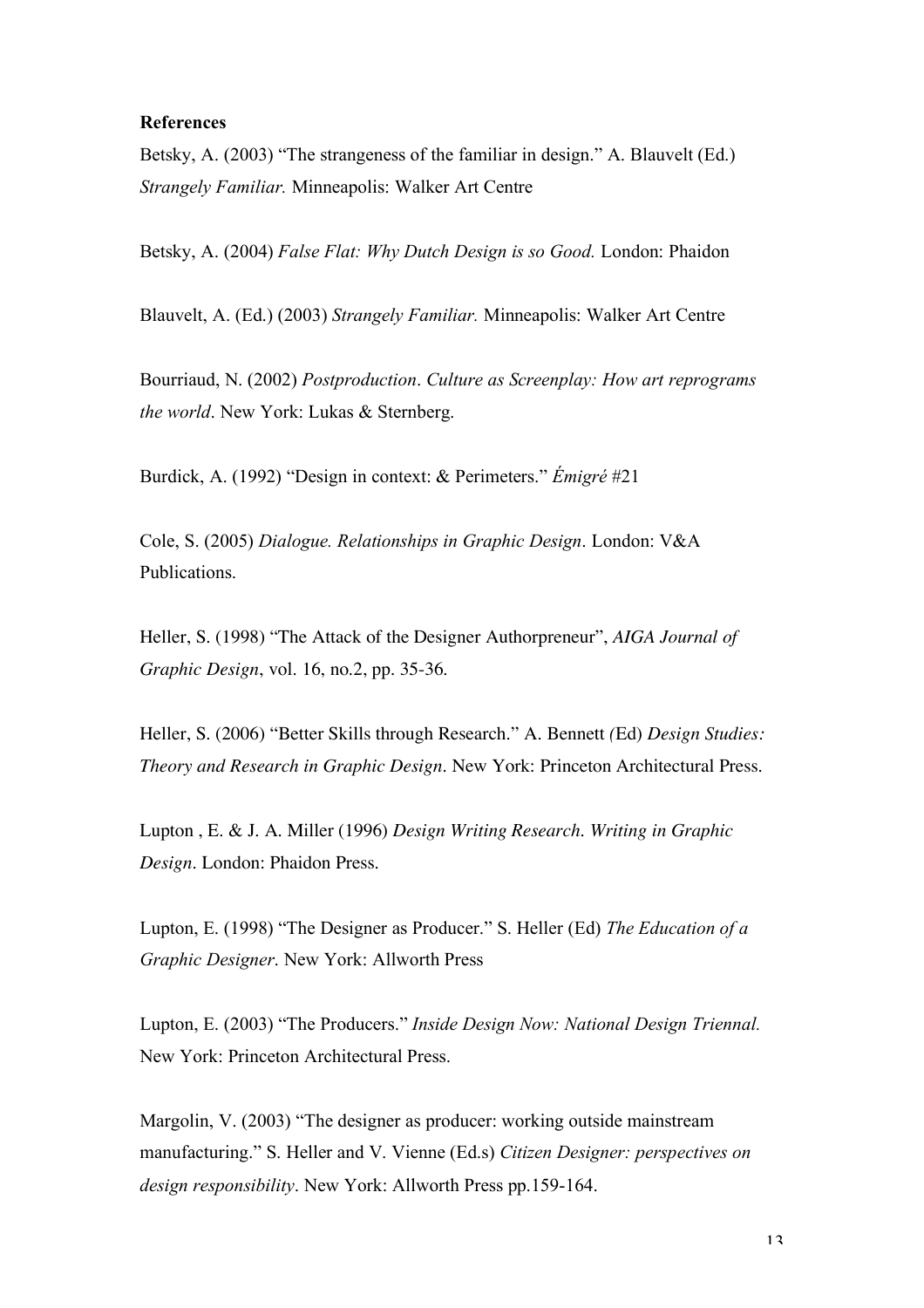**References**

Betsky, A. (2003) "The strangeness of the familiar in design." A. Blauvelt (Ed.) *Strangely Familiar.* Minneapolis: Walker Art Centre

Betsky, A. (2004) *False Flat: Why Dutch Design is so Good.* London: Phaidon

Blauvelt, A. (Ed.) (2003) *Strangely Familiar.* Minneapolis: Walker Art Centre

Bourriaud, N. (2002) *Postproduction*. *Culture as Screenplay: How art reprograms the world*. New York: Lukas & Sternberg.

Burdick, A. (1992) "Design in context: & Perimeters." *Émigré* #21

Cole, S. (2005) *Dialogue. Relationships in Graphic Design*. London: V&A Publications.

Heller, S. (1998) "The Attack of the Designer Authorpreneur", *AIGA Journal of Graphic Design*, vol. 16, no.2, pp. 35-36.

Heller, S. (2006) "Better Skills through Research." A. Bennett *(*Ed) *Design Studies: Theory and Research in Graphic Design*. New York: Princeton Architectural Press.

Lupton , E. & J. A. Miller (1996) *Design Writing Research*. *Writing in Graphic Design*. London: Phaidon Press.

Lupton, E. (1998) "The Designer as Producer." S. Heller (Ed) *The Education of a Graphic Designer*. New York: Allworth Press

Lupton, E. (2003) "The Producers." *Inside Design Now: National Design Triennal.* New York: Princeton Architectural Press.

Margolin, V. (2003) "The designer as producer: working outside mainstream manufacturing." S. Heller and V. Vienne (Ed.s) *Citizen Designer: perspectives on design responsibility*. New York: Allworth Press pp.159-164.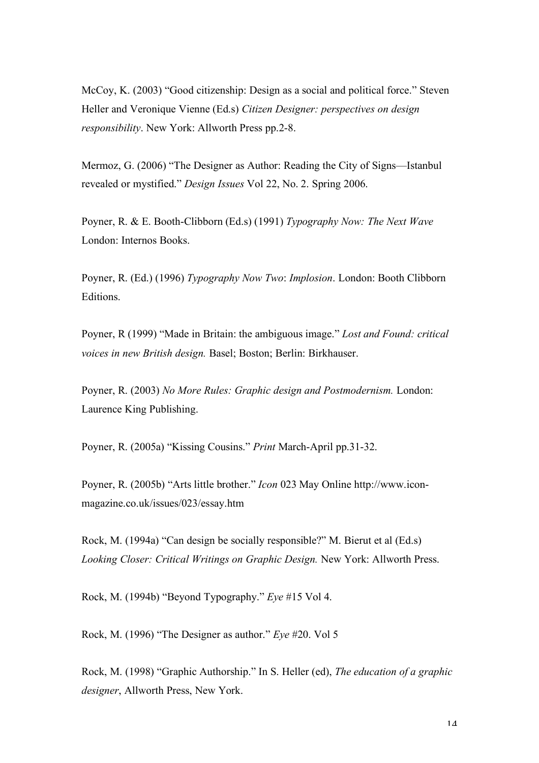McCoy, K. (2003) “Good citizenship: Design as a social and political force.” Steven Heller and Veronique Vienne (Ed.s) *Citizen Designer: perspectives on design responsibility*. New York: Allworth Press pp.2-8.

Mermoz, G. (2006) “The Designer as Author: Reading the City of Signs—Istanbul revealed or mystified.” *Design Issues* Vol 22, No. 2. Spring 2006.

Poyner, R. & E. Booth-Clibborn (Ed.s) (1991) *Typography Now: The Next Wave* London: Internos Books.

Poyner, R. (Ed.) (1996) *Typography Now Two*: *Implosion*. London: Booth Clibborn Editions.

Poyner, R (1999) “Made in Britain: the ambiguous image.” *Lost and Found: critical voices in new British design.* Basel; Boston; Berlin: Birkhauser.

Poyner, R. (2003) *No More Rules: Graphic design and Postmodernism.* London: Laurence King Publishing.

Poyner, R. (2005a) “Kissing Cousins.” *Print* March-April pp.31-32.

Poyner, R. (2005b) “Arts little brother.” *Icon* 023 May Online http://www.icon-magazine.co.uk/issues/023/essay.htm

Rock, M. (1994a) “Can design be socially responsible?” M. Bierut et al (Ed.s) *Looking Closer: Critical Writings on Graphic Design.* New York: Allworth Press.

Rock, M. (1994b) “Beyond Typography.” *Eye* #15 Vol 4.

Rock, M. (1996) “The Designer as author.” *Eye* #20. Vol 5

Rock, M. (1998) “Graphic Authorship.” In S. Heller (ed), *The education of a graphic designer*, Allworth Press, New York.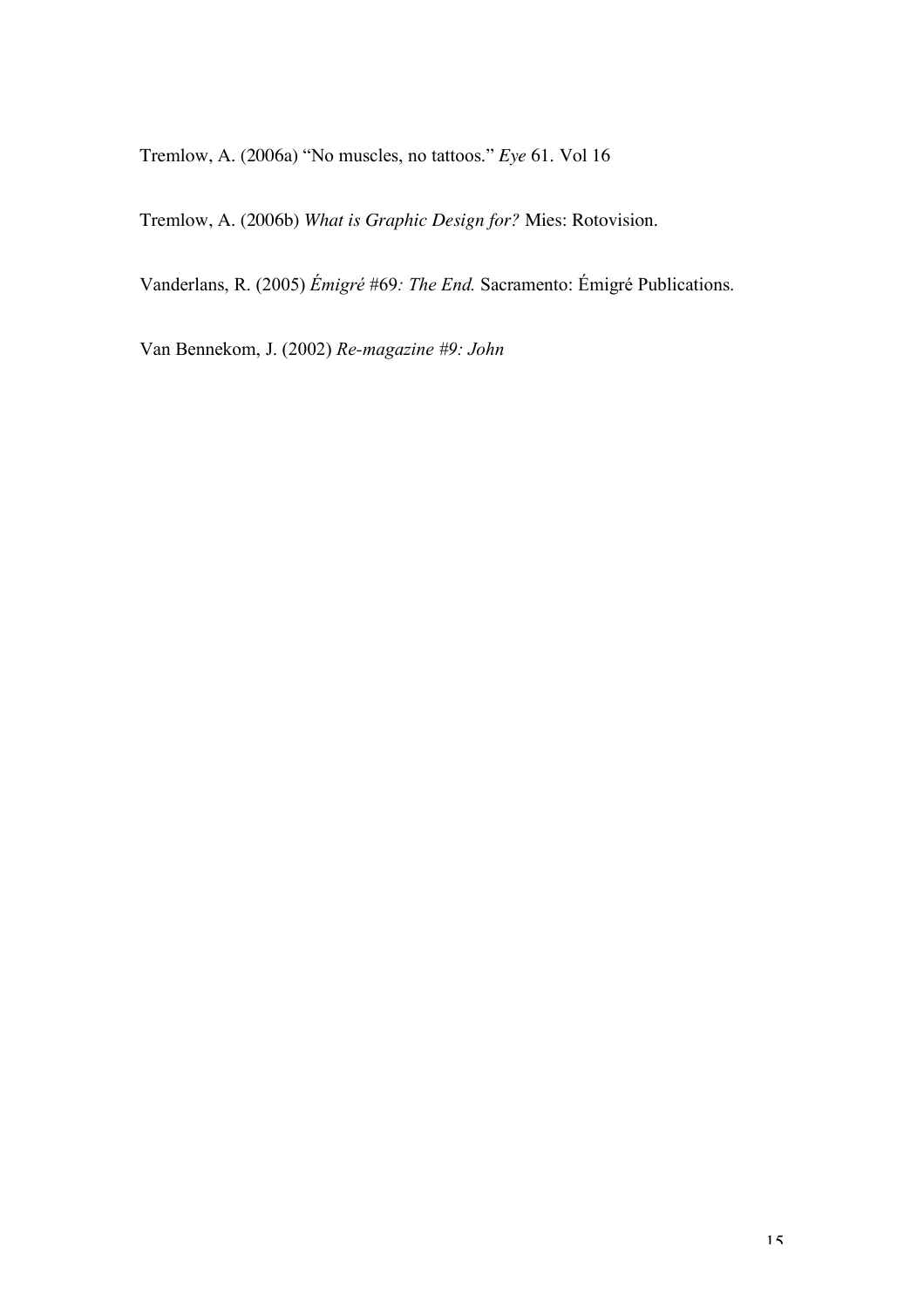Tremlow, A. (2006a) “No muscles, no tattoos.” *Eye* 61. Vol 16

Tremlow, A. (2006b) *What is Graphic Design for?* Mies: Rotovision.

Vanderlans, R. (2005) *Émigré* #69*: The End.* Sacramento: Émigré Publications.

Van Bennekom, J. (2002) *Re-magazine #9: John*